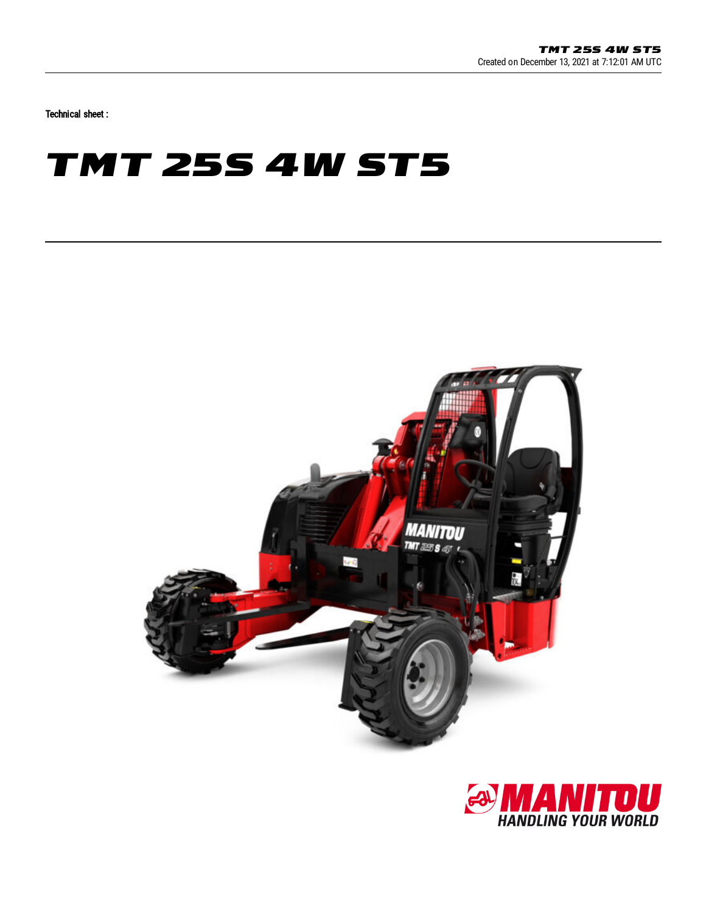Technical sheet :

# TMT 25S 4W ST5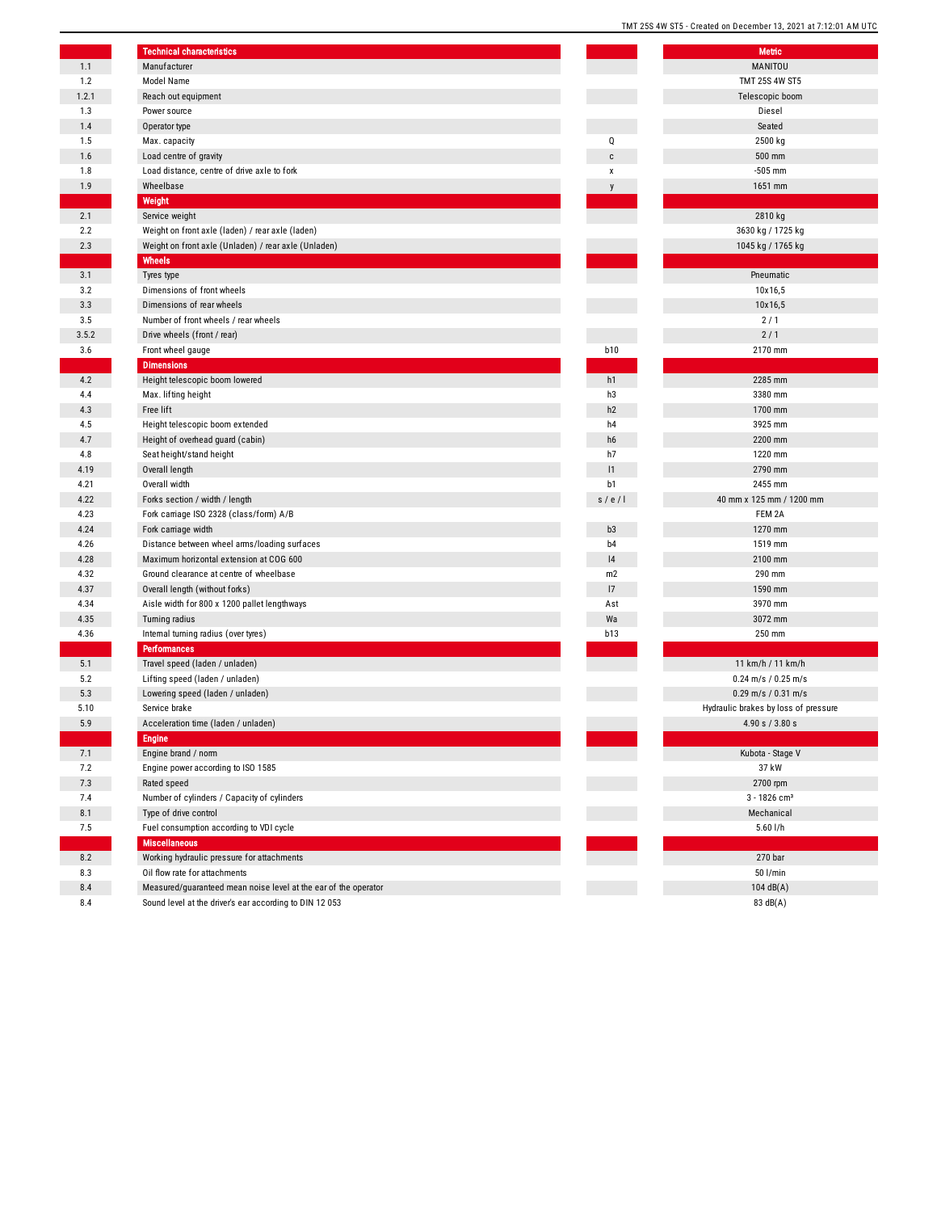| | Technical characteristics | | Metric |
|---|---|---|---|
| 1.1 | Manufacturer | | MANITOU |
| 1.2 | Model Name | | TMT 25S 4W ST5 |
| 1.2.1 | Reach out equipment | | Telescopic boom |
| 1.3 | Power source | | Diesel |
| 1.4 | Operator type | | Seated |
| 1.5 | Max. capacity | Q | 2500 kg |
| 1.6 | Load centre of gravity | c | 500 mm |
| 1.8 | Load distance, centre of drive axle to fork | x | -505 mm |
| 1.9 | Wheelbase | y | 1651 mm |
| | **Weight** | | |
| 2.1 | Service weight | | 2810 kg |
| 2.2 | Weight on front axle (laden) / rear axle (laden) | | 3630 kg / 1725 kg |
| 2.3 | Weight on front axle (Unladen) / rear axle (Unladen) | | 1045 kg / 1765 kg |
| | **Wheels** | | |
| 3.1 | Tyres type | | Pneumatic |
| 3.2 | Dimensions of front wheels | | 10x16,5 |
| 3.3 | Dimensions of rear wheels | | 10x16,5 |
| 3.5 | Number of front wheels / rear wheels | | 2 / 1 |
| 3.5.2 | Drive wheels (front / rear) | | 2 / 1 |
| 3.6 | Front wheel gauge | b10 | 2170 mm |
| | **Dimensions** | | |
| 4.2 | Height telescopic boom lowered | h1 | 2285 mm |
| 4.4 | Max. lifting height | h3 | 3380 mm |
| 4.3 | Free lift | h2 | 1700 mm |
| 4.5 | Height telescopic boom extended | h4 | 3925 mm |
| 4.7 | Height of overhead guard (cabin) | h6 | 2200 mm |
| 4.8 | Seat height/stand height | h7 | 1220 mm |
| 4.19 | Overall length | l1 | 2790 mm |
| 4.21 | Overall width | b1 | 2455 mm |
| 4.22 | Forks section / width / length | s / e / l | 40 mm x 125 mm / 1200 mm |
| 4.23 | Fork carriage ISO 2328 (class/form) A/B | | FEM 2A |
| 4.24 | Fork carriage width | b3 | 1270 mm |
| 4.26 | Distance between wheel arms/loading surfaces | b4 | 1519 mm |
| 4.28 | Maximum horizontal extension at COG 600 | l4 | 2100 mm |
| 4.32 | Ground clearance at centre of wheelbase | m2 | 290 mm |
| 4.37 | Overall length (without forks) | l7 | 1590 mm |
| 4.34 | Aisle width for 800 x 1200 pallet lengthways | Ast | 3970 mm |
| 4.35 | Turning radius | Wa | 3072 mm |
| 4.36 | Internal turning radius (over tyres) | b13 | 250 mm |
| | **Performances** | | |
| 5.1 | Travel speed (laden / unladen) | | 11 km/h / 11 km/h |
| 5.2 | Lifting speed (laden / unladen) | | 0.24 m/s / 0.25 m/s |
| 5.3 | Lowering speed (laden / unladen) | | 0.29 m/s / 0.31 m/s |
| 5.10 | Service brake | | Hydraulic brakes by loss of pressure |
| 5.9 | Acceleration time (laden / unladen) | | 4.90 s / 3.80 s |
| | **Engine** | | |
| 7.1 | Engine brand / norm | | Kubota - Stage V |
| 7.2 | Engine power according to ISO 1585 | | 37 kW |
| 7.3 | Rated speed | | 2700 rpm |
| 7.4 | Number of cylinders / Capacity of cylinders | | 3 - 1826 cm³ |
| 8.1 | Type of drive control | | Mechanical |
| 7.5 | Fuel consumption according to VDI cycle | | 5.60 l/h |
| | **Miscellaneous** | | |
| 8.2 | Working hydraulic pressure for attachments | | 270 bar |
| 8.3 | Oil flow rate for attachments | | 50 l/min |
| 8.4 | Measured/guaranteed mean noise level at the ear of the operator | | 104 dB(A) |
| 8.4 | Sound level at the driver's ear according to DIN 12 053 | | 83 dB(A) |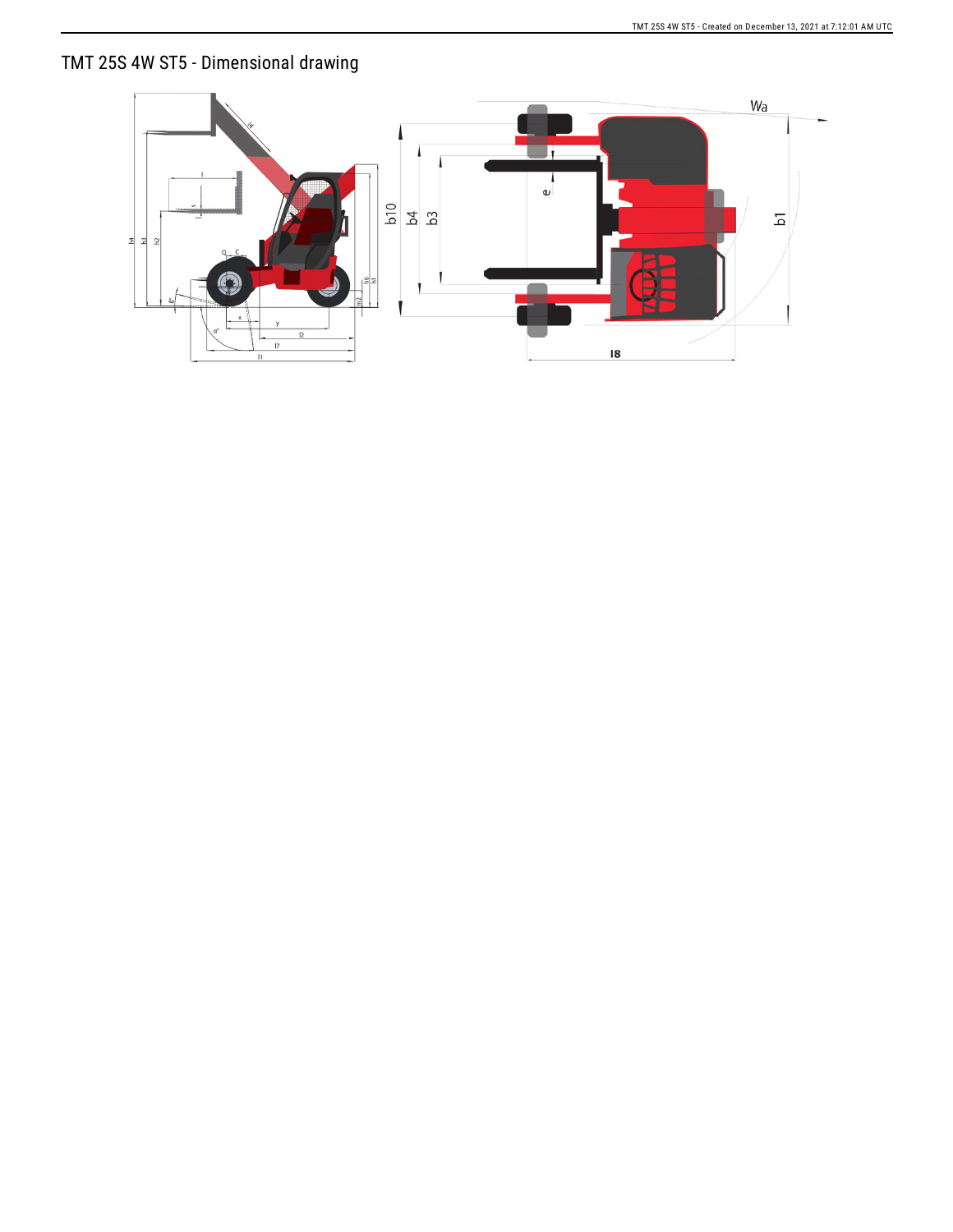# TMT 25S 4W ST5 - Dimensional drawing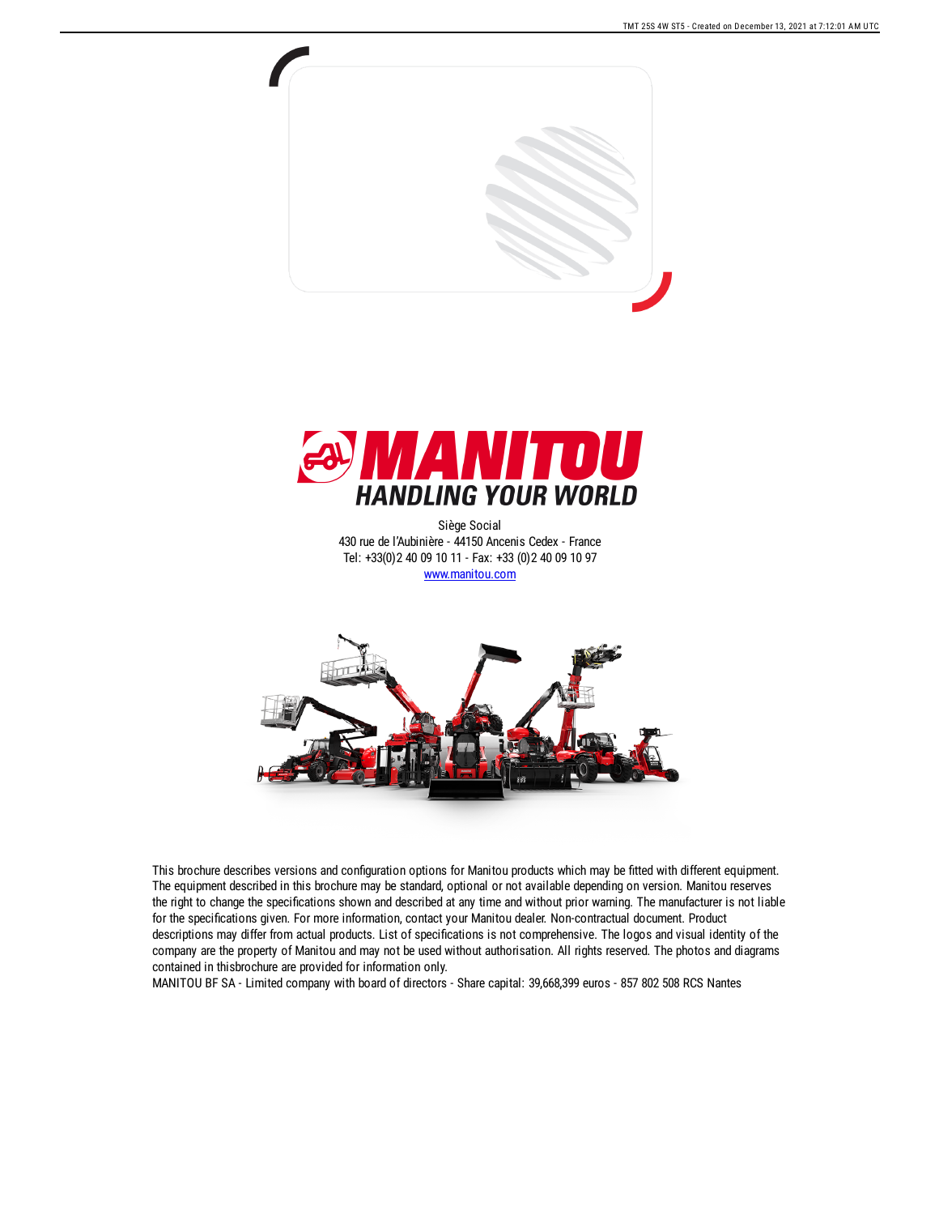MANITOU

HANDLING YOUR WORLD

Siège Social
430 rue de l'Aubinière - 44150 Ancenis Cedex - France
Tel: +33(0)2 40 09 10 11 - Fax: +33 (0)2 40 09 10 97
www.manitou.com

This brochure describes versions and configuration options for Manitou products which may be fitted with different equipment. The equipment described in this brochure may be standard, optional or not available depending on version. Manitou reserves the right to change the specifications shown and described at any time and without prior warning. The manufacturer is not liable for the specifications given. For more information, contact your Manitou dealer. Non-contractual document. Product descriptions may differ from actual products. List of specifications is not comprehensive. The logos and visual identity of the company are the property of Manitou and may not be used without authorisation. All rights reserved. The photos and diagrams contained in thisbrochure are provided for information only.
MANITOU BF SA - Limited company with board of directors - Share capital: 39,668,399 euros - 857 802 508 RCS Nantes